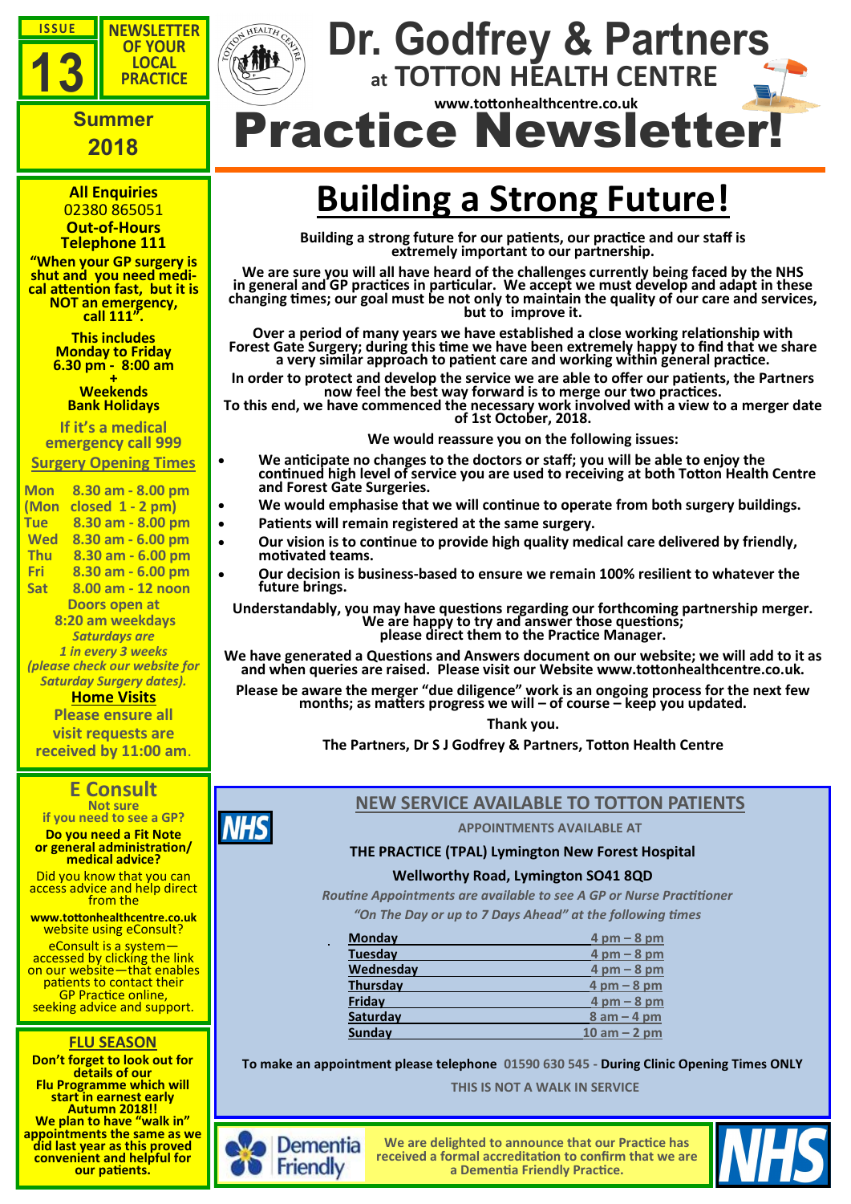ISSUE 13

NEWSLETTER OF YOUR LOCAL PRACTICE

Summer 2018

# Dr. Godfrey & Partners

## at TOTTON HEALTH CENTRE

www.tottonhealthcentre.co.uk

# Practice Newsletter!

# Building a Strong Future!

**Building a strong future for our patients, our practice and our staff is extremely important to our partnership.**

**We are sure you will all have heard of the challenges currently being faced by the NHS in general and GP practices in particular. We accept we must develop and adapt in these changing times; our goal must be not only to maintain the quality of our care and services, but to improve it.**

**Over a period of many years we have established a close working relationship with Forest Gate Surgery; during this time we have been extremely happy to find that we share a very similar approach to patient care and working within general practice.**

**In order to protect and develop the service we are able to offer our patients, the Partners now feel the best way forward is to merge our two practices.**

**To this end, we have commenced the necessary work involved with a view to a merger date of 1st October, 2018.**

**We would reassure you on the following issues:**

- **We anticipate no changes to the doctors or staff; you will be able to enjoy the continued high level of service you are used to receiving at both Totton Health Centre and Forest Gate Surgeries.**
- **We would emphasise that we will continue to operate from both surgery buildings.**
- **Patients will remain registered at the same surgery.**
- **Our vision is to continue to provide high quality medical care delivered by friendly, motivated teams.**
- **Our decision is business-based to ensure we remain 100% resilient to whatever the future brings.**

**Understandably, you may have questions regarding our forthcoming partnership merger. We are happy to try and answer those questions; please direct them to the Practice Manager.**

**We have generated a Questions and Answers document on our website; we will add to it as and when queries are raised. Please visit our Website www.tottonhealthcentre.co.uk.**

**Please be aware the merger "due diligence" work is an ongoing process for the next few months; as matters progress we will – of course – keep you updated.**

**Thank you.**

**The Partners, Dr S J Godfrey & Partners, Totton Health Centre**

**All Enquiries**
02380 865051

**Out-of-Hours Telephone 111**

**"When your GP surgery is shut and you need medical attention fast, but it is NOT an emergency, call 111".**

**This includes Monday to Friday 6.30 pm - 8:00 am + Weekends Bank Holidays**

**If it's a medical emergency call 999**

**Surgery Opening Times**

| | |
|---|---|
| Mon | 8.30 am - 8.00 pm |
| (Mon | closed 1 - 2 pm) |
| Tue | 8.30 am - 8.00 pm |
| Wed | 8.30 am - 6.00 pm |
| Thu | 8.30 am - 6.00 pm |
| Fri | 8.30 am - 6.00 pm |
| Sat | 8.00 am - 12 noon |

Doors open at 8:20 am weekdays

*Saturdays are 1 in every 3 weeks (please check our website for Saturday Surgery dates).*

**Home Visits**

Please ensure all visit requests are received by 11:00 am.

## E Consult

**Not sure if you need to see a GP?**

**Do you need a Fit Note or general administration/ medical advice?**

Did you know that you can access advice and help direct from the

**www.tottonhealthcentre.co.uk** website using eConsult?

eConsult is a system—accessed by clicking the link on our website—that enables patients to contact their GP Practice online, seeking advice and support.

## FLU SEASON

**Don't forget to look out for details of our Flu Programme which will start in earnest early Autumn 2018!! We plan to have "walk in" appointments the same as we did last year as this proved convenient and helpful for our patients.**

## NEW SERVICE AVAILABLE TO TOTTON PATIENTS

APPOINTMENTS AVAILABLE AT

**THE PRACTICE (TPAL) Lymington New Forest Hospital**

**Wellworthy Road, Lymington SO41 8QD**

*Routine Appointments are available to see A GP or Nurse Practitioner "On The Day or up to 7 Days Ahead" at the following times*

| | |
|---|---|
| Monday | 4 pm – 8 pm |
| Tuesday | 4 pm – 8 pm |
| Wednesday | 4 pm – 8 pm |
| Thursday | 4 pm – 8 pm |
| Friday | 4 pm – 8 pm |
| Saturday | 8 am – 4 pm |
| Sunday | 10 am – 2 pm |

**To make an appointment please telephone 01590 630 545 - During Clinic Opening Times ONLY**

THIS IS NOT A WALK IN SERVICE

Dementia Friendly

**We are delighted to announce that our Practice has received a formal accreditation to confirm that we are a Dementia Friendly Practice.**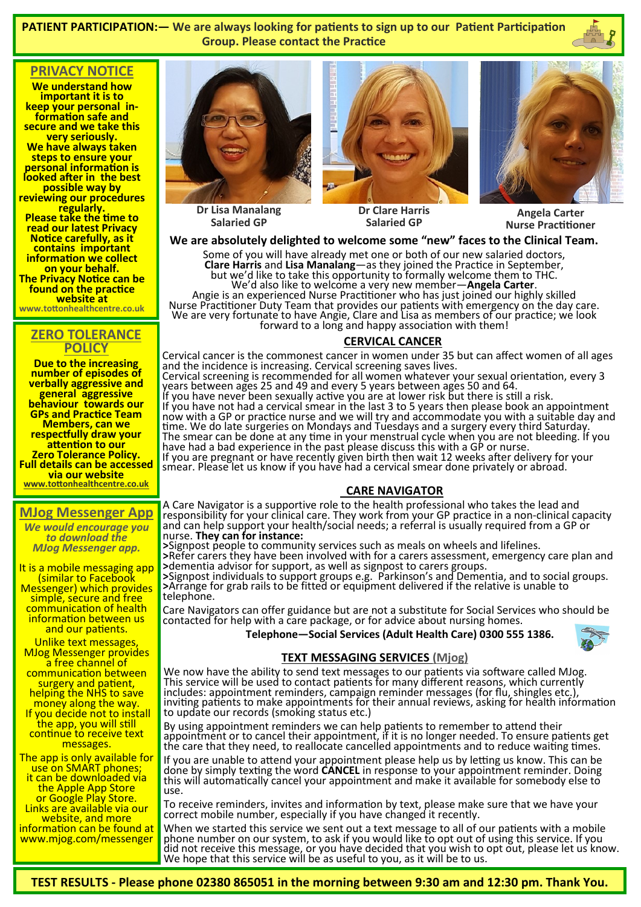**PATIENT PARTICIPATION:— We are always looking for patients to sign up to our Patient Participation Group. Please contact the Practice**

## PRIVACY NOTICE

**We understand how important it is to keep your personal information safe and secure and we take this very seriously. We have always taken steps to ensure your personal information is looked after in the best possible way by reviewing our procedures regularly. Please take the time to read our latest Privacy Notice carefully, as it contains important information we collect on your behalf. The Privacy Notice can be found on the practice website at www.tottonhealthcentre.co.uk**

## ZERO TOLERANCE POLICY

**Due to the increasing number of episodes of verbally aggressive and general aggressive behaviour towards our GPs and Practice Team Members, can we respectfully draw your attention to our Zero Tolerance Policy. Full details can be accessed via our website www.tottonhealthcentre.co.uk**

## MJog Messenger App

***We would encourage you to download the MJog Messenger app.***

It is a mobile messaging app (similar to Facebook Messenger) which provides simple, secure and free communication of health information between us and our patients.

Unlike text messages, MJog Messenger provides a free channel of communication between surgery and patient, helping the NHS to save money along the way. If you decide not to install the app, you will still continue to receive text messages.

The app is only available for use on SMART phones; it can be downloaded via the Apple App Store or Google Play Store. Links are available via our website, and more information can be found at www.mjog.com/messenger

**Dr Lisa Manalang**
**Salaried GP**

**Dr Clare Harris**
**Salaried GP**

**Angela Carter**
**Nurse Practitioner**

### We are absolutely delighted to welcome some "new" faces to the Clinical Team.

Some of you will have already met one or both of our new salaried doctors, **Clare Harris** and **Lisa Manalang**—as they joined the Practice in September, but we'd like to take this opportunity to formally welcome them to THC. We'd also like to welcome a very new member—**Angela Carter**. Angie is an experienced Nurse Practitioner who has just joined our highly skilled Nurse Practitioner Duty Team that provides our patients with emergency on the day care. We are very fortunate to have Angie, Clare and Lisa as members of our practice; we look forward to a long and happy association with them!

## CERVICAL CANCER

Cervical cancer is the commonest cancer in women under 35 but can affect women of all ages and the incidence is increasing. Cervical screening saves lives.
Cervical screening is recommended for all women whatever your sexual orientation, every 3 years between ages 25 and 49 and every 5 years between ages 50 and 64.
If you have never been sexually active you are at lower risk but there is still a risk.
If you have not had a cervical smear in the last 3 to 5 years then please book an appointment now with a GP or practice nurse and we will try and accommodate you with a suitable day and time. We do late surgeries on Mondays and Tuesdays and a surgery every third Saturday.
The smear can be done at any time in your menstrual cycle when you are not bleeding. If you have had a bad experience in the past please discuss this with a GP or nurse.
If you are pregnant or have recently given birth then wait 12 weeks after delivery for your smear. Please let us know if you have had a cervical smear done privately or abroad.

## CARE NAVIGATOR

A Care Navigator is a supportive role to the health professional who takes the lead and responsibility for your clinical care. They work from your GP practice in a non-clinical capacity and can help support your health/social needs; a referral is usually required from a GP or nurse. **They can for instance:**

>Signpost people to community services such as meals on wheels and lifelines.
>Refer carers they have been involved with for a carers assessment, emergency care plan and
>dementia advisor for support, as well as signpost to carers groups.
>Signpost individuals to support groups e.g. Parkinson's and Dementia, and to social groups.
>Arrange for grab rails to be fitted or equipment delivered if the relative is unable to telephone.

Care Navigators can offer guidance but are not a substitute for Social Services who should be contacted for help with a care package, or for advice about nursing homes.

**Telephone—Social Services (Adult Health Care) 0300 555 1386.**

## TEXT MESSAGING SERVICES (Mjog)

We now have the ability to send text messages to our patients via software called MJog. This service will be used to contact patients for many different reasons, which currently includes: appointment reminders, campaign reminder messages (for flu, shingles etc.), inviting patients to make appointments for their annual reviews, asking for health information to update our records (smoking status etc.)

By using appointment reminders we can help patients to remember to attend their appointment or to cancel their appointment, if it is no longer needed. To ensure patients get the care that they need, to reallocate cancelled appointments and to reduce waiting times.

If you are unable to attend your appointment please help us by letting us know. This can be done by simply texting the word **CANCEL** in response to your appointment reminder. Doing this will automatically cancel your appointment and make it available for somebody else to use.

To receive reminders, invites and information by text, please make sure that we have your correct mobile number, especially if you have changed it recently.

When we started this service we sent out a text message to all of our patients with a mobile phone number on our system, to ask if you would like to opt out of using this service. If you did not receive this message, or you have decided that you wish to opt out, please let us know. We hope that this service will be as useful to you, as it will be to us.

**TEST RESULTS - Please phone 02380 865051 in the morning between 9:30 am and 12:30 pm. Thank You.**